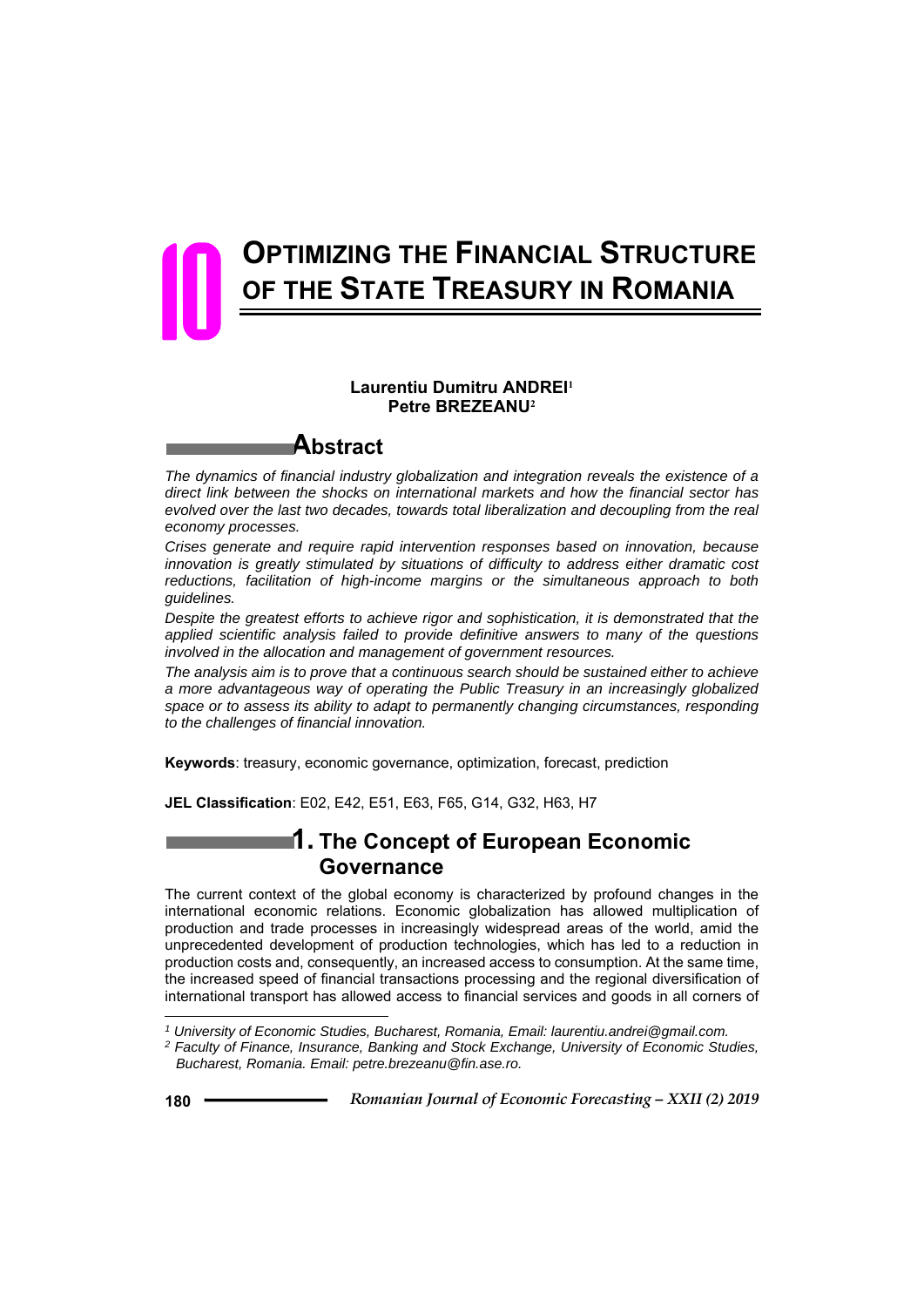# 10 OPTIMIZING THE FINANCIAL STRUCTURE OF THE STATE TREASURY IN ROMANIA

**Laurentiu Dumitru ANDREI**[1]
**Petre BREZEANU**[2]

## Abstract

*The dynamics of financial industry globalization and integration reveals the existence of a direct link between the shocks on international markets and how the financial sector has evolved over the last two decades, towards total liberalization and decoupling from the real economy processes.*

*Crises generate and require rapid intervention responses based on innovation, because innovation is greatly stimulated by situations of difficulty to address either dramatic cost reductions, facilitation of high-income margins or the simultaneous approach to both guidelines.*

*Despite the greatest efforts to achieve rigor and sophistication, it is demonstrated that the applied scientific analysis failed to provide definitive answers to many of the questions involved in the allocation and management of government resources.*

*The analysis aim is to prove that a continuous search should be sustained either to achieve a more advantageous way of operating the Public Treasury in an increasingly globalized space or to assess its ability to adapt to permanently changing circumstances, responding to the challenges of financial innovation.*

**Keywords**: treasury, economic governance, optimization, forecast, prediction

**JEL Classification**: E02, E42, E51, E63, F65, G14, G32, H63, H7

## 1. The Concept of European Economic Governance

The current context of the global economy is characterized by profound changes in the international economic relations. Economic globalization has allowed multiplication of production and trade processes in increasingly widespread areas of the world, amid the unprecedented development of production technologies, which has led to a reduction in production costs and, consequently, an increased access to consumption. At the same time, the increased speed of financial transactions processing and the regional diversification of international transport has allowed access to financial services and goods in all corners of

---

[1] *University of Economic Studies, Bucharest, Romania, Email: laurentiu.andrei@gmail.com.*

[2] *Faculty of Finance, Insurance, Banking and Stock Exchange, University of Economic Studies, Bucharest, Romania. Email: petre.brezeanu@fin.ase.ro.*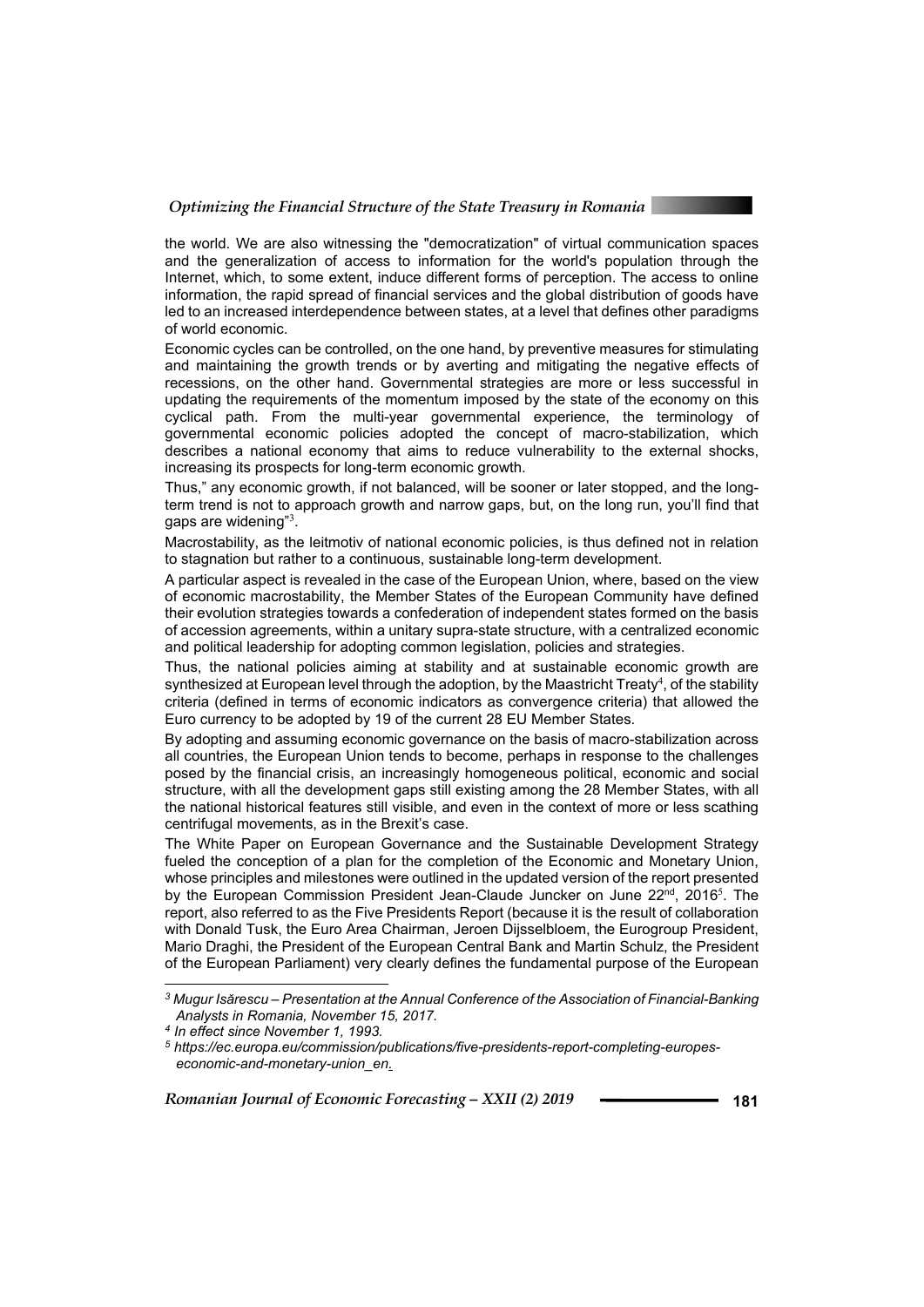the world. We are also witnessing the "democratization" of virtual communication spaces and the generalization of access to information for the world's population through the Internet, which, to some extent, induce different forms of perception. The access to online information, the rapid spread of financial services and the global distribution of goods have led to an increased interdependence between states, at a level that defines other paradigms of world economic.

Economic cycles can be controlled, on the one hand, by preventive measures for stimulating and maintaining the growth trends or by averting and mitigating the negative effects of recessions, on the other hand. Governmental strategies are more or less successful in updating the requirements of the momentum imposed by the state of the economy on this cyclical path. From the multi-year governmental experience, the terminology of governmental economic policies adopted the concept of macro-stabilization, which describes a national economy that aims to reduce vulnerability to the external shocks, increasing its prospects for long-term economic growth.

Thus," any economic growth, if not balanced, will be sooner or later stopped, and the long-term trend is not to approach growth and narrow gaps, but, on the long run, you'll find that gaps are widening"[3].

Macrostability, as the leitmotiv of national economic policies, is thus defined not in relation to stagnation but rather to a continuous, sustainable long-term development.

A particular aspect is revealed in the case of the European Union, where, based on the view of economic macrostability, the Member States of the European Community have defined their evolution strategies towards a confederation of independent states formed on the basis of accession agreements, within a unitary supra-state structure, with a centralized economic and political leadership for adopting common legislation, policies and strategies.

Thus, the national policies aiming at stability and at sustainable economic growth are synthesized at European level through the adoption, by the Maastricht Treaty[4], of the stability criteria (defined in terms of economic indicators as convergence criteria) that allowed the Euro currency to be adopted by 19 of the current 28 EU Member States.

By adopting and assuming economic governance on the basis of macro-stabilization across all countries, the European Union tends to become, perhaps in response to the challenges posed by the financial crisis, an increasingly homogeneous political, economic and social structure, with all the development gaps still existing among the 28 Member States, with all the national historical features still visible, and even in the context of more or less scathing centrifugal movements, as in the Brexit's case.

The White Paper on European Governance and the Sustainable Development Strategy fueled the conception of a plan for the completion of the Economic and Monetary Union, whose principles and milestones were outlined in the updated version of the report presented by the European Commission President Jean-Claude Juncker on June 22nd, 2016[5]. The report, also referred to as the Five Presidents Report (because it is the result of collaboration with Donald Tusk, the Euro Area Chairman, Jeroen Dijsselbloem, the Eurogroup President, Mario Draghi, the President of the European Central Bank and Martin Schulz, the President of the European Parliament) very clearly defines the fundamental purpose of the European

---

[3] *Mugur Isărescu – Presentation at the Annual Conference of the Association of Financial-Banking Analysts in Romania, November 15, 2017.*

[4] *In effect since November 1, 1993.*

[5] *https://ec.europa.eu/commission/publications/five-presidents-report-completing-europes-economic-and-monetary-union_en.*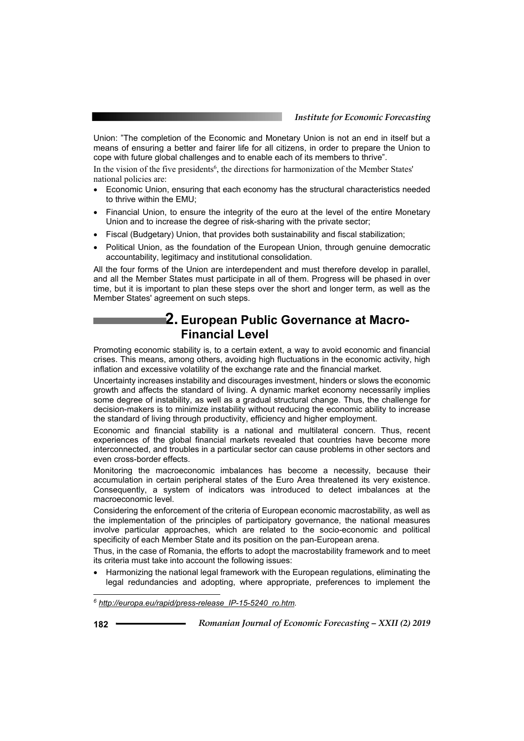Union: "The completion of the Economic and Monetary Union is not an end in itself but a means of ensuring a better and fairer life for all citizens, in order to prepare the Union to cope with future global challenges and to enable each of its members to thrive".

In the vision of the five presidents[6], the directions for harmonization of the Member States' national policies are:

- Economic Union, ensuring that each economy has the structural characteristics needed to thrive within the EMU;
- Financial Union, to ensure the integrity of the euro at the level of the entire Monetary Union and to increase the degree of risk-sharing with the private sector;
- Fiscal (Budgetary) Union, that provides both sustainability and fiscal stabilization;
- Political Union, as the foundation of the European Union, through genuine democratic accountability, legitimacy and institutional consolidation.

All the four forms of the Union are interdependent and must therefore develop in parallel, and all the Member States must participate in all of them. Progress will be phased in over time, but it is important to plan these steps over the short and longer term, as well as the Member States' agreement on such steps.

## 2. European Public Governance at Macro-Financial Level

Promoting economic stability is, to a certain extent, a way to avoid economic and financial crises. This means, among others, avoiding high fluctuations in the economic activity, high inflation and excessive volatility of the exchange rate and the financial market.

Uncertainty increases instability and discourages investment, hinders or slows the economic growth and affects the standard of living. A dynamic market economy necessarily implies some degree of instability, as well as a gradual structural change. Thus, the challenge for decision-makers is to minimize instability without reducing the economic ability to increase the standard of living through productivity, efficiency and higher employment.

Economic and financial stability is a national and multilateral concern. Thus, recent experiences of the global financial markets revealed that countries have become more interconnected, and troubles in a particular sector can cause problems in other sectors and even cross-border effects.

Monitoring the macroeconomic imbalances has become a necessity, because their accumulation in certain peripheral states of the Euro Area threatened its very existence. Consequently, a system of indicators was introduced to detect imbalances at the macroeconomic level.

Considering the enforcement of the criteria of European economic macrostability, as well as the implementation of the principles of participatory governance, the national measures involve particular approaches, which are related to the socio-economic and political specificity of each Member State and its position on the pan-European arena.

Thus, in the case of Romania, the efforts to adopt the macrostability framework and to meet its criteria must take into account the following issues:

- Harmonizing the national legal framework with the European regulations, eliminating the legal redundancies and adopting, where appropriate, preferences to implement the

[6] http://europa.eu/rapid/press-release_IP-15-5240_ro.htm.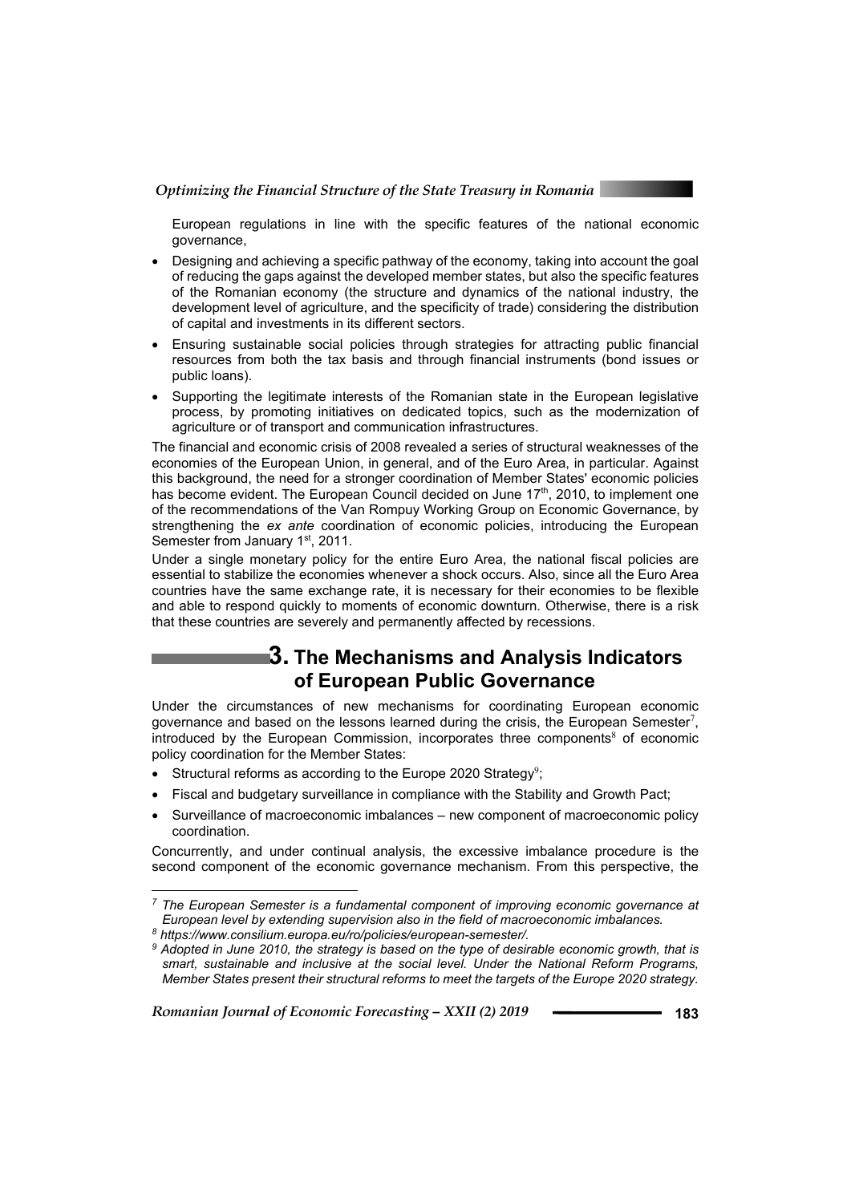European regulations in line with the specific features of the national economic governance,

- Designing and achieving a specific pathway of the economy, taking into account the goal of reducing the gaps against the developed member states, but also the specific features of the Romanian economy (the structure and dynamics of the national industry, the development level of agriculture, and the specificity of trade) considering the distribution of capital and investments in its different sectors.
- Ensuring sustainable social policies through strategies for attracting public financial resources from both the tax basis and through financial instruments (bond issues or public loans).
- Supporting the legitimate interests of the Romanian state in the European legislative process, by promoting initiatives on dedicated topics, such as the modernization of agriculture or of transport and communication infrastructures.

The financial and economic crisis of 2008 revealed a series of structural weaknesses of the economies of the European Union, in general, and of the Euro Area, in particular. Against this background, the need for a stronger coordination of Member States' economic policies has become evident. The European Council decided on June 17th, 2010, to implement one of the recommendations of the Van Rompuy Working Group on Economic Governance, by strengthening the *ex ante* coordination of economic policies, introducing the European Semester from January 1st, 2011.

Under a single monetary policy for the entire Euro Area, the national fiscal policies are essential to stabilize the economies whenever a shock occurs. Also, since all the Euro Area countries have the same exchange rate, it is necessary for their economies to be flexible and able to respond quickly to moments of economic downturn. Otherwise, there is a risk that these countries are severely and permanently affected by recessions.

## 3. The Mechanisms and Analysis Indicators of European Public Governance

Under the circumstances of new mechanisms for coordinating European economic governance and based on the lessons learned during the crisis, the European Semester[7], introduced by the European Commission, incorporates three components[8] of economic policy coordination for the Member States:

- Structural reforms as according to the Europe 2020 Strategy[9];
- Fiscal and budgetary surveillance in compliance with the Stability and Growth Pact;
- Surveillance of macroeconomic imbalances – new component of macroeconomic policy coordination.

Concurrently, and under continual analysis, the excessive imbalance procedure is the second component of the economic governance mechanism. From this perspective, the

---

[7] *The European Semester is a fundamental component of improving economic governance at European level by extending supervision also in the field of macroeconomic imbalances.*

[8] *https://www.consilium.europa.eu/ro/policies/european-semester/.*

[9] *Adopted in June 2010, the strategy is based on the type of desirable economic growth, that is smart, sustainable and inclusive at the social level. Under the National Reform Programs, Member States present their structural reforms to meet the targets of the Europe 2020 strategy.*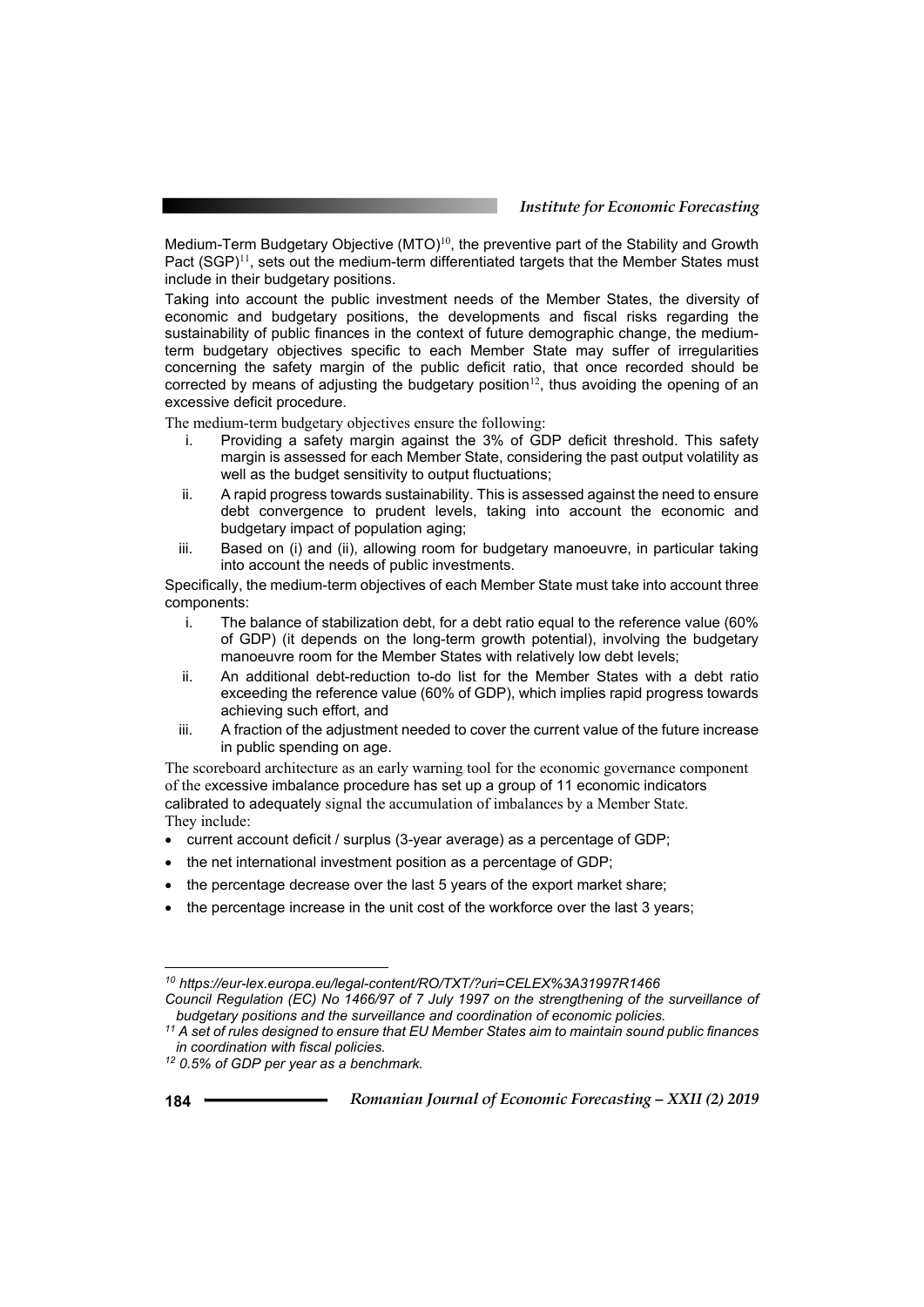Medium-Term Budgetary Objective (MTO)[10], the preventive part of the Stability and Growth Pact (SGP)[11], sets out the medium-term differentiated targets that the Member States must include in their budgetary positions.

Taking into account the public investment needs of the Member States, the diversity of economic and budgetary positions, the developments and fiscal risks regarding the sustainability of public finances in the context of future demographic change, the medium-term budgetary objectives specific to each Member State may suffer of irregularities concerning the safety margin of the public deficit ratio, that once recorded should be corrected by means of adjusting the budgetary position[12], thus avoiding the opening of an excessive deficit procedure.

The medium-term budgetary objectives ensure the following:

i. Providing a safety margin against the 3% of GDP deficit threshold. This safety margin is assessed for each Member State, considering the past output volatility as well as the budget sensitivity to output fluctuations;
ii. A rapid progress towards sustainability. This is assessed against the need to ensure debt convergence to prudent levels, taking into account the economic and budgetary impact of population aging;
iii. Based on (i) and (ii), allowing room for budgetary manoeuvre, in particular taking into account the needs of public investments.

Specifically, the medium-term objectives of each Member State must take into account three components:

i. The balance of stabilization debt, for a debt ratio equal to the reference value (60% of GDP) (it depends on the long-term growth potential), involving the budgetary manoeuvre room for the Member States with relatively low debt levels;
ii. An additional debt-reduction to-do list for the Member States with a debt ratio exceeding the reference value (60% of GDP), which implies rapid progress towards achieving such effort, and
iii. A fraction of the adjustment needed to cover the current value of the future increase in public spending on age.

The scoreboard architecture as an early warning tool for the economic governance component of the excessive imbalance procedure has set up a group of 11 economic indicators calibrated to adequately signal the accumulation of imbalances by a Member State. They include:

- current account deficit / surplus (3-year average) as a percentage of GDP;
- the net international investment position as a percentage of GDP;
- the percentage decrease over the last 5 years of the export market share;
- the percentage increase in the unit cost of the workforce over the last 3 years;

---

*[10] https://eur-lex.europa.eu/legal-content/RO/TXT/?uri=CELEX%3A31997R1466*
*Council Regulation (EC) No 1466/97 of 7 July 1997 on the strengthening of the surveillance of budgetary positions and the surveillance and coordination of economic policies.*

*[11] A set of rules designed to ensure that EU Member States aim to maintain sound public finances in coordination with fiscal policies.*

*[12] 0.5% of GDP per year as a benchmark.*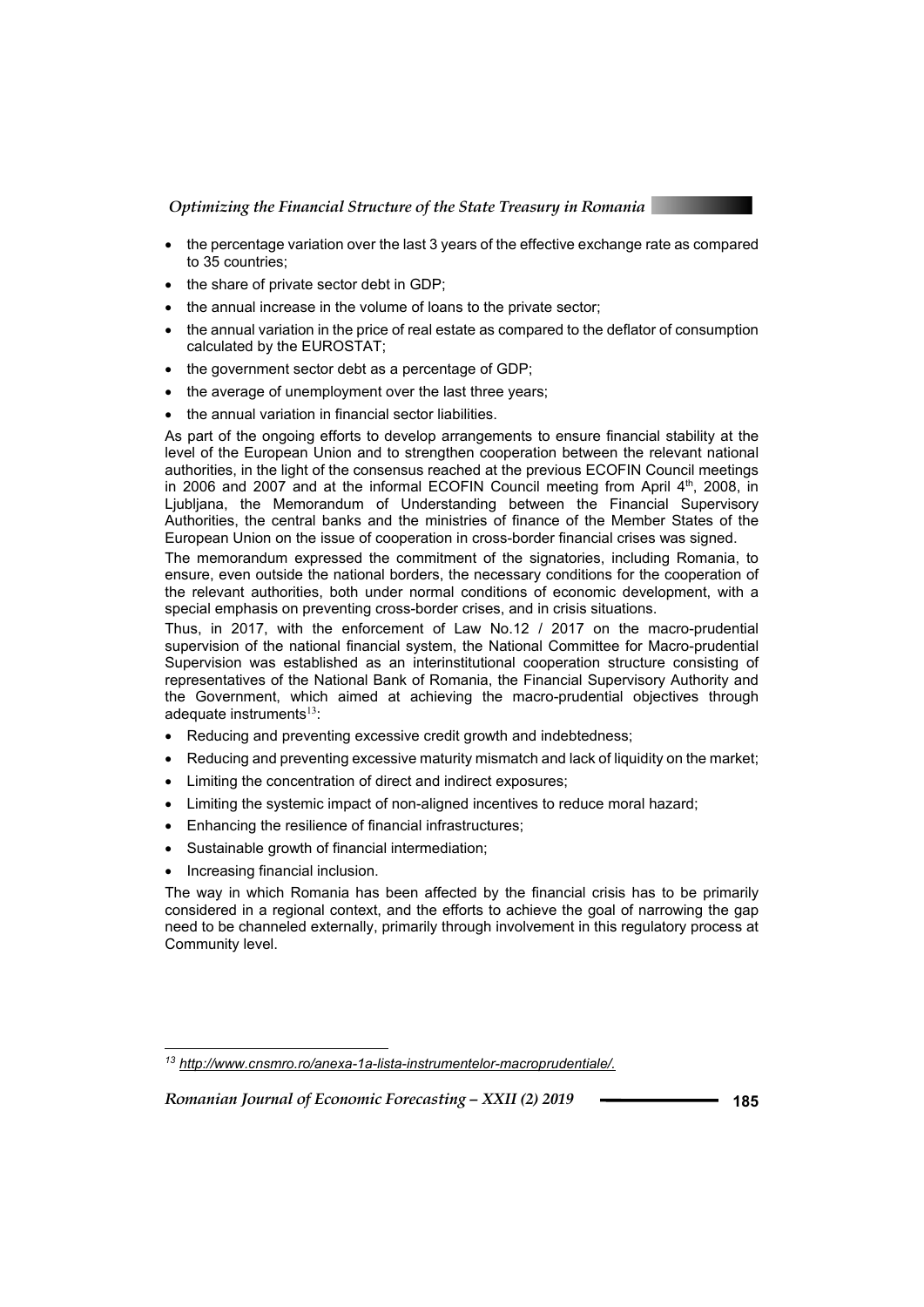- the percentage variation over the last 3 years of the effective exchange rate as compared to 35 countries;
- the share of private sector debt in GDP;
- the annual increase in the volume of loans to the private sector;
- the annual variation in the price of real estate as compared to the deflator of consumption calculated by the EUROSTAT;
- the government sector debt as a percentage of GDP;
- the average of unemployment over the last three years;
- the annual variation in financial sector liabilities.

As part of the ongoing efforts to develop arrangements to ensure financial stability at the level of the European Union and to strengthen cooperation between the relevant national authorities, in the light of the consensus reached at the previous ECOFIN Council meetings in 2006 and 2007 and at the informal ECOFIN Council meeting from April 4th, 2008, in Ljubljana, the Memorandum of Understanding between the Financial Supervisory Authorities, the central banks and the ministries of finance of the Member States of the European Union on the issue of cooperation in cross-border financial crises was signed.

The memorandum expressed the commitment of the signatories, including Romania, to ensure, even outside the national borders, the necessary conditions for the cooperation of the relevant authorities, both under normal conditions of economic development, with a special emphasis on preventing cross-border crises, and in crisis situations.

Thus, in 2017, with the enforcement of Law No.12 / 2017 on the macro-prudential supervision of the national financial system, the National Committee for Macro-prudential Supervision was established as an interinstitutional cooperation structure consisting of representatives of the National Bank of Romania, the Financial Supervisory Authority and the Government, which aimed at achieving the macro-prudential objectives through adequate instruments[13]:

- Reducing and preventing excessive credit growth and indebtedness;
- Reducing and preventing excessive maturity mismatch and lack of liquidity on the market;
- Limiting the concentration of direct and indirect exposures;
- Limiting the systemic impact of non-aligned incentives to reduce moral hazard;
- Enhancing the resilience of financial infrastructures;
- Sustainable growth of financial intermediation;
- Increasing financial inclusion.

The way in which Romania has been affected by the financial crisis has to be primarily considered in a regional context, and the efforts to achieve the goal of narrowing the gap need to be channeled externally, primarily through involvement in this regulatory process at Community level.

---

[13] http://www.cnsmro.ro/anexa-1a-lista-instrumentelor-macroprudentiale/.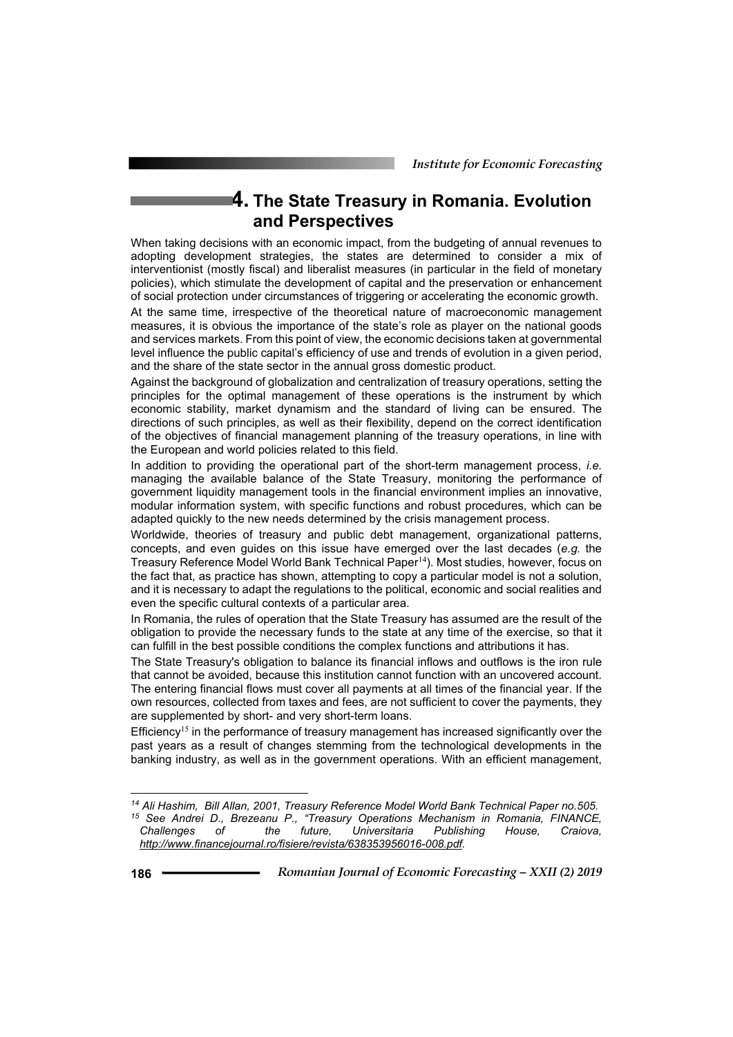# 4. The State Treasury in Romania. Evolution and Perspectives

When taking decisions with an economic impact, from the budgeting of annual revenues to adopting development strategies, the states are determined to consider a mix of interventionist (mostly fiscal) and liberalist measures (in particular in the field of monetary policies), which stimulate the development of capital and the preservation or enhancement of social protection under circumstances of triggering or accelerating the economic growth.

At the same time, irrespective of the theoretical nature of macroeconomic management measures, it is obvious the importance of the state's role as player on the national goods and services markets. From this point of view, the economic decisions taken at governmental level influence the public capital's efficiency of use and trends of evolution in a given period, and the share of the state sector in the annual gross domestic product.

Against the background of globalization and centralization of treasury operations, setting the principles for the optimal management of these operations is the instrument by which economic stability, market dynamism and the standard of living can be ensured. The directions of such principles, as well as their flexibility, depend on the correct identification of the objectives of financial management planning of the treasury operations, in line with the European and world policies related to this field.

In addition to providing the operational part of the short-term management process, *i.e.* managing the available balance of the State Treasury, monitoring the performance of government liquidity management tools in the financial environment implies an innovative, modular information system, with specific functions and robust procedures, which can be adapted quickly to the new needs determined by the crisis management process.

Worldwide, theories of treasury and public debt management, organizational patterns, concepts, and even guides on this issue have emerged over the last decades (*e.g.* the Treasury Reference Model World Bank Technical Paper[14]). Most studies, however, focus on the fact that, as practice has shown, attempting to copy a particular model is not a solution, and it is necessary to adapt the regulations to the political, economic and social realities and even the specific cultural contexts of a particular area.

In Romania, the rules of operation that the State Treasury has assumed are the result of the obligation to provide the necessary funds to the state at any time of the exercise, so that it can fulfill in the best possible conditions the complex functions and attributions it has.

The State Treasury's obligation to balance its financial inflows and outflows is the iron rule that cannot be avoided, because this institution cannot function with an uncovered account. The entering financial flows must cover all payments at all times of the financial year. If the own resources, collected from taxes and fees, are not sufficient to cover the payments, they are supplemented by short- and very short-term loans.

Efficiency[15] in the performance of treasury management has increased significantly over the past years as a result of changes stemming from the technological developments in the banking industry, as well as in the government operations. With an efficient management,

---

[14] *Ali Hashim, Bill Allan, 2001, Treasury Reference Model World Bank Technical Paper no.505.*

[15] *See Andrei D., Brezeanu P., "Treasury Operations Mechanism in Romania, FINANCE, Challenges of the future, Universitaria Publishing House, Craiova, http://www.financejournal.ro/fisiere/revista/638353956016-008.pdf.*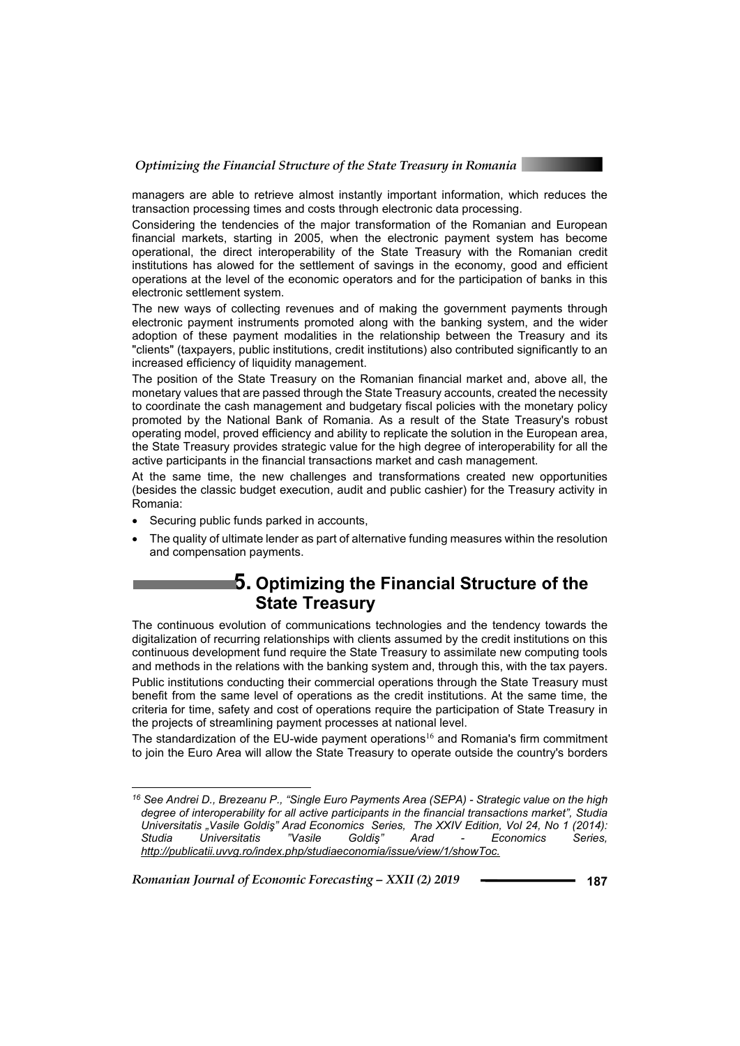managers are able to retrieve almost instantly important information, which reduces the transaction processing times and costs through electronic data processing.

Considering the tendencies of the major transformation of the Romanian and European financial markets, starting in 2005, when the electronic payment system has become operational, the direct interoperability of the State Treasury with the Romanian credit institutions has alowed for the settlement of savings in the economy, good and efficient operations at the level of the economic operators and for the participation of banks in this electronic settlement system.

The new ways of collecting revenues and of making the government payments through electronic payment instruments promoted along with the banking system, and the wider adoption of these payment modalities in the relationship between the Treasury and its "clients" (taxpayers, public institutions, credit institutions) also contributed significantly to an increased efficiency of liquidity management.

The position of the State Treasury on the Romanian financial market and, above all, the monetary values that are passed through the State Treasury accounts, created the necessity to coordinate the cash management and budgetary fiscal policies with the monetary policy promoted by the National Bank of Romania. As a result of the State Treasury's robust operating model, proved efficiency and ability to replicate the solution in the European area, the State Treasury provides strategic value for the high degree of interoperability for all the active participants in the financial transactions market and cash management.

At the same time, the new challenges and transformations created new opportunities (besides the classic budget execution, audit and public cashier) for the Treasury activity in Romania:

- Securing public funds parked in accounts,
- The quality of ultimate lender as part of alternative funding measures within the resolution and compensation payments.

## 5. Optimizing the Financial Structure of the State Treasury

The continuous evolution of communications technologies and the tendency towards the digitalization of recurring relationships with clients assumed by the credit institutions on this continuous development fund require the State Treasury to assimilate new computing tools and methods in the relations with the banking system and, through this, with the tax payers.

Public institutions conducting their commercial operations through the State Treasury must benefit from the same level of operations as the credit institutions. At the same time, the criteria for time, safety and cost of operations require the participation of State Treasury in the projects of streamlining payment processes at national level.

The standardization of the EU-wide payment operations[16] and Romania's firm commitment to join the Euro Area will allow the State Treasury to operate outside the country's borders

---

[16] *See Andrei D., Brezeanu P., "Single Euro Payments Area (SEPA) - Strategic value on the high degree of interoperability for all active participants in the financial transactions market", Studia Universitatis „Vasile Goldiş" Arad Economics Series, The XXIV Edition, Vol 24, No 1 (2014): Studia Universitatis "Vasile Goldiş" Arad - Economics Series, http://publicatii.uvvg.ro/index.php/studiaeconomia/issue/view/1/showToc.*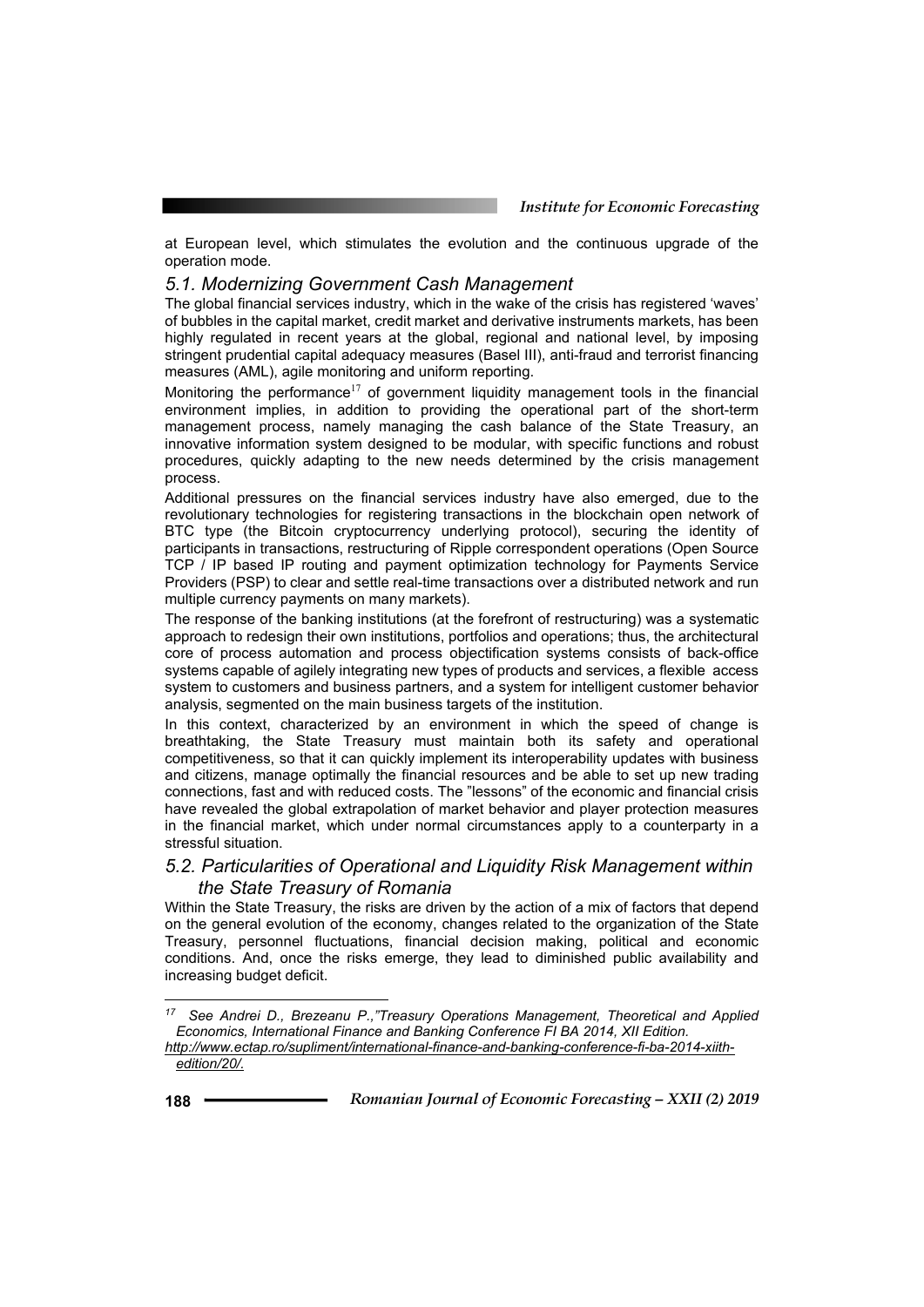at European level, which stimulates the evolution and the continuous upgrade of the operation mode.

### *5.1. Modernizing Government Cash Management*

The global financial services industry, which in the wake of the crisis has registered 'waves' of bubbles in the capital market, credit market and derivative instruments markets, has been highly regulated in recent years at the global, regional and national level, by imposing stringent prudential capital adequacy measures (Basel III), anti-fraud and terrorist financing measures (AML), agile monitoring and uniform reporting.

Monitoring the performance[17] of government liquidity management tools in the financial environment implies, in addition to providing the operational part of the short-term management process, namely managing the cash balance of the State Treasury, an innovative information system designed to be modular, with specific functions and robust procedures, quickly adapting to the new needs determined by the crisis management process.

Additional pressures on the financial services industry have also emerged, due to the revolutionary technologies for registering transactions in the blockchain open network of BTC type (the Bitcoin cryptocurrency underlying protocol), securing the identity of participants in transactions, restructuring of Ripple correspondent operations (Open Source TCP / IP based IP routing and payment optimization technology for Payments Service Providers (PSP) to clear and settle real-time transactions over a distributed network and run multiple currency payments on many markets).

The response of the banking institutions (at the forefront of restructuring) was a systematic approach to redesign their own institutions, portfolios and operations; thus, the architectural core of process automation and process objectification systems consists of back-office systems capable of agilely integrating new types of products and services, a flexible access system to customers and business partners, and a system for intelligent customer behavior analysis, segmented on the main business targets of the institution.

In this context, characterized by an environment in which the speed of change is breathtaking, the State Treasury must maintain both its safety and operational competitiveness, so that it can quickly implement its interoperability updates with business and citizens, manage optimally the financial resources and be able to set up new trading connections, fast and with reduced costs. The "lessons" of the economic and financial crisis have revealed the global extrapolation of market behavior and player protection measures in the financial market, which under normal circumstances apply to a counterparty in a stressful situation.

### *5.2. Particularities of Operational and Liquidity Risk Management within the State Treasury of Romania*

Within the State Treasury, the risks are driven by the action of a mix of factors that depend on the general evolution of the economy, changes related to the organization of the State Treasury, personnel fluctuations, financial decision making, political and economic conditions. And, once the risks emerge, they lead to diminished public availability and increasing budget deficit.

---

[17] *See Andrei D., Brezeanu P.,"Treasury Operations Management, Theoretical and Applied Economics, International Finance and Banking Conference FI BA 2014, XII Edition.* *http://www.ectap.ro/supliment/international-finance-and-banking-conference-fi-ba-2014-xiith-edition/20/.*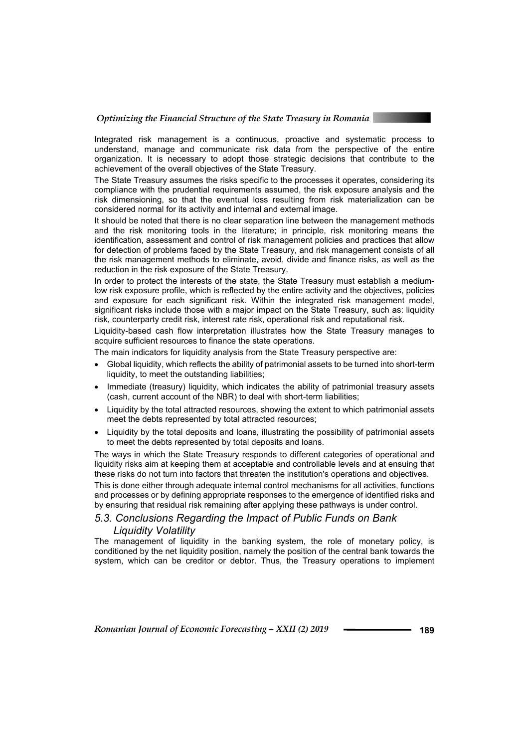Integrated risk management is a continuous, proactive and systematic process to understand, manage and communicate risk data from the perspective of the entire organization. It is necessary to adopt those strategic decisions that contribute to the achievement of the overall objectives of the State Treasury.

The State Treasury assumes the risks specific to the processes it operates, considering its compliance with the prudential requirements assumed, the risk exposure analysis and the risk dimensioning, so that the eventual loss resulting from risk materialization can be considered normal for its activity and internal and external image.

It should be noted that there is no clear separation line between the management methods and the risk monitoring tools in the literature; in principle, risk monitoring means the identification, assessment and control of risk management policies and practices that allow for detection of problems faced by the State Treasury, and risk management consists of all the risk management methods to eliminate, avoid, divide and finance risks, as well as the reduction in the risk exposure of the State Treasury.

In order to protect the interests of the state, the State Treasury must establish a medium-low risk exposure profile, which is reflected by the entire activity and the objectives, policies and exposure for each significant risk. Within the integrated risk management model, significant risks include those with a major impact on the State Treasury, such as: liquidity risk, counterparty credit risk, interest rate risk, operational risk and reputational risk.

Liquidity-based cash flow interpretation illustrates how the State Treasury manages to acquire sufficient resources to finance the state operations.

The main indicators for liquidity analysis from the State Treasury perspective are:

- Global liquidity, which reflects the ability of patrimonial assets to be turned into short-term liquidity, to meet the outstanding liabilities;
- Immediate (treasury) liquidity, which indicates the ability of patrimonial treasury assets (cash, current account of the NBR) to deal with short-term liabilities;
- Liquidity by the total attracted resources, showing the extent to which patrimonial assets meet the debts represented by total attracted resources;
- Liquidity by the total deposits and loans, illustrating the possibility of patrimonial assets to meet the debts represented by total deposits and loans.

The ways in which the State Treasury responds to different categories of operational and liquidity risks aim at keeping them at acceptable and controllable levels and at ensuing that these risks do not turn into factors that threaten the institution's operations and objectives.

This is done either through adequate internal control mechanisms for all activities, functions and processes or by defining appropriate responses to the emergence of identified risks and by ensuring that residual risk remaining after applying these pathways is under control.

### *5.3. Conclusions Regarding the Impact of Public Funds on Bank Liquidity Volatility*

The management of liquidity in the banking system, the role of monetary policy, is conditioned by the net liquidity position, namely the position of the central bank towards the system, which can be creditor or debtor. Thus, the Treasury operations to implement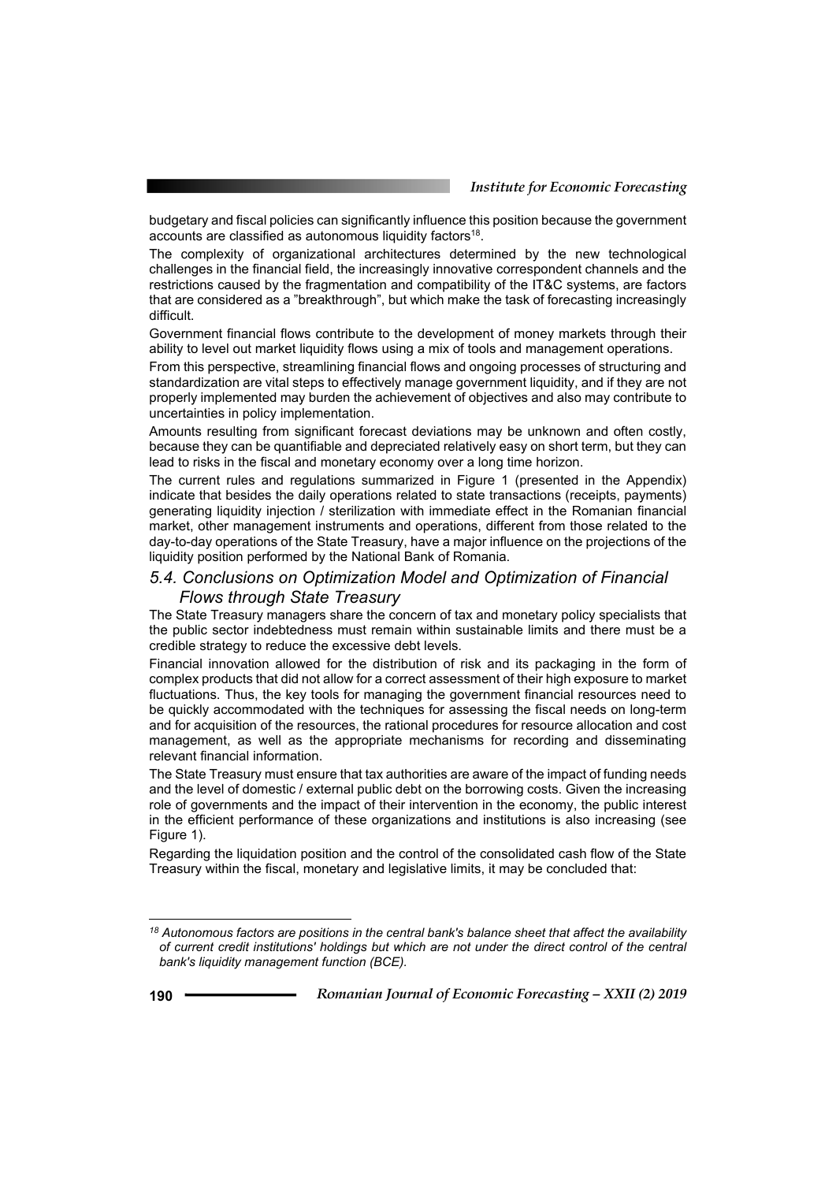budgetary and fiscal policies can significantly influence this position because the government accounts are classified as autonomous liquidity factors[18].

The complexity of organizational architectures determined by the new technological challenges in the financial field, the increasingly innovative correspondent channels and the restrictions caused by the fragmentation and compatibility of the IT&C systems, are factors that are considered as a "breakthrough", but which make the task of forecasting increasingly difficult.

Government financial flows contribute to the development of money markets through their ability to level out market liquidity flows using a mix of tools and management operations.

From this perspective, streamlining financial flows and ongoing processes of structuring and standardization are vital steps to effectively manage government liquidity, and if they are not properly implemented may burden the achievement of objectives and also may contribute to uncertainties in policy implementation.

Amounts resulting from significant forecast deviations may be unknown and often costly, because they can be quantifiable and depreciated relatively easy on short term, but they can lead to risks in the fiscal and monetary economy over a long time horizon.

The current rules and regulations summarized in Figure 1 (presented in the Appendix) indicate that besides the daily operations related to state transactions (receipts, payments) generating liquidity injection / sterilization with immediate effect in the Romanian financial market, other management instruments and operations, different from those related to the day-to-day operations of the State Treasury, have a major influence on the projections of the liquidity position performed by the National Bank of Romania.

### *5.4. Conclusions on Optimization Model and Optimization of Financial Flows through State Treasury*

The State Treasury managers share the concern of tax and monetary policy specialists that the public sector indebtedness must remain within sustainable limits and there must be a credible strategy to reduce the excessive debt levels.

Financial innovation allowed for the distribution of risk and its packaging in the form of complex products that did not allow for a correct assessment of their high exposure to market fluctuations. Thus, the key tools for managing the government financial resources need to be quickly accommodated with the techniques for assessing the fiscal needs on long-term and for acquisition of the resources, the rational procedures for resource allocation and cost management, as well as the appropriate mechanisms for recording and disseminating relevant financial information.

The State Treasury must ensure that tax authorities are aware of the impact of funding needs and the level of domestic / external public debt on the borrowing costs. Given the increasing role of governments and the impact of their intervention in the economy, the public interest in the efficient performance of these organizations and institutions is also increasing (see Figure 1).

Regarding the liquidation position and the control of the consolidated cash flow of the State Treasury within the fiscal, monetary and legislative limits, it may be concluded that:

---

[18] *Autonomous factors are positions in the central bank's balance sheet that affect the availability of current credit institutions' holdings but which are not under the direct control of the central bank's liquidity management function (BCE).*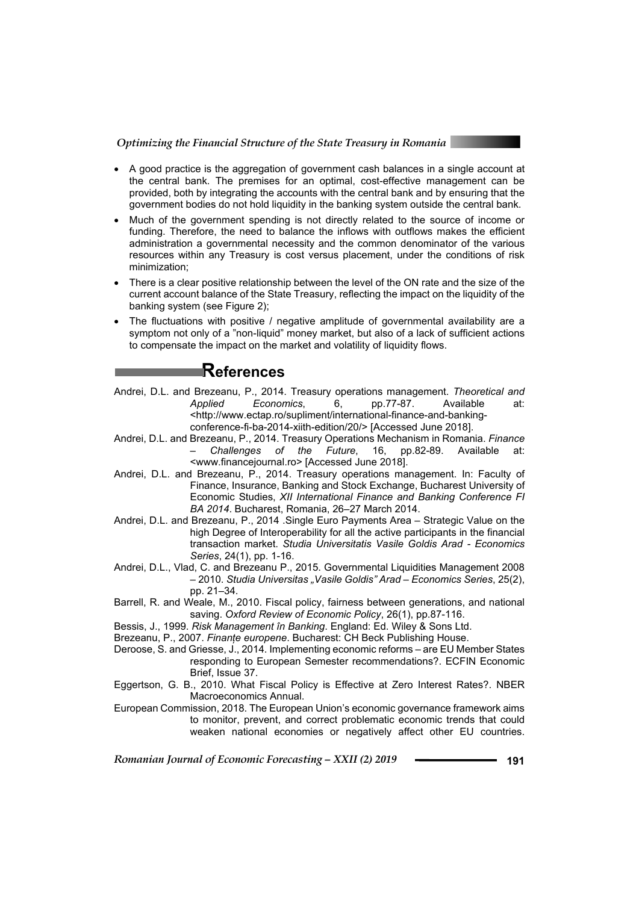- A good practice is the aggregation of government cash balances in a single account at the central bank. The premises for an optimal, cost-effective management can be provided, both by integrating the accounts with the central bank and by ensuring that the government bodies do not hold liquidity in the banking system outside the central bank.
- Much of the government spending is not directly related to the source of income or funding. Therefore, the need to balance the inflows with outflows makes the efficient administration a governmental necessity and the common denominator of the various resources within any Treasury is cost versus placement, under the conditions of risk minimization;
- There is a clear positive relationship between the level of the ON rate and the size of the current account balance of the State Treasury, reflecting the impact on the liquidity of the banking system (see Figure 2);
- The fluctuations with positive / negative amplitude of governmental availability are a symptom not only of a "non-liquid" money market, but also of a lack of sufficient actions to compensate the impact on the market and volatility of liquidity flows.

## References

Andrei, D.L. and Brezeanu, P., 2014. Treasury operations management. *Theoretical and Applied Economics*, 6, pp.77-87. Available at: <http://www.ectap.ro/supliment/international-finance-and-banking-conference-fi-ba-2014-xiith-edition/20/> [Accessed June 2018].

Andrei, D.L. and Brezeanu, P., 2014. Treasury Operations Mechanism in Romania. *Finance – Challenges of the Future*, 16, pp.82-89. Available at: <www.financejournal.ro> [Accessed June 2018].

Andrei, D.L. and Brezeanu, P., 2014. Treasury operations management. In: Faculty of Finance, Insurance, Banking and Stock Exchange, Bucharest University of Economic Studies, *XII International Finance and Banking Conference FI BA 2014*. Bucharest, Romania, 26–27 March 2014.

Andrei, D.L. and Brezeanu, P., 2014 .Single Euro Payments Area – Strategic Value on the high Degree of Interoperability for all the active participants in the financial transaction market. *Studia Universitatis Vasile Goldis Arad - Economics Series*, 24(1), pp. 1-16.

Andrei, D.L., Vlad, C. and Brezeanu P., 2015. Governmental Liquidities Management 2008 – 2010. *Studia Universitas „Vasile Goldis" Arad – Economics Series*, 25(2), pp. 21–34.

Barrell, R. and Weale, M., 2010. Fiscal policy, fairness between generations, and national saving. *Oxford Review of Economic Policy*, 26(1), pp.87-116.

Bessis, J., 1999. *Risk Management in Banking*. England: Ed. Wiley & Sons Ltd.

Brezeanu, P., 2007. *Finanțe europene*. Bucharest: CH Beck Publishing House.

Deroose, S. and Griesse, J., 2014. Implementing economic reforms – are EU Member States responding to European Semester recommendations?. ECFIN Economic Brief, Issue 37.

Eggertson, G. B., 2010. What Fiscal Policy is Effective at Zero Interest Rates?. NBER Macroeconomics Annual.

European Commission, 2018. The European Union's economic governance framework aims to monitor, prevent, and correct problematic economic trends that could weaken national economies or negatively affect other EU countries.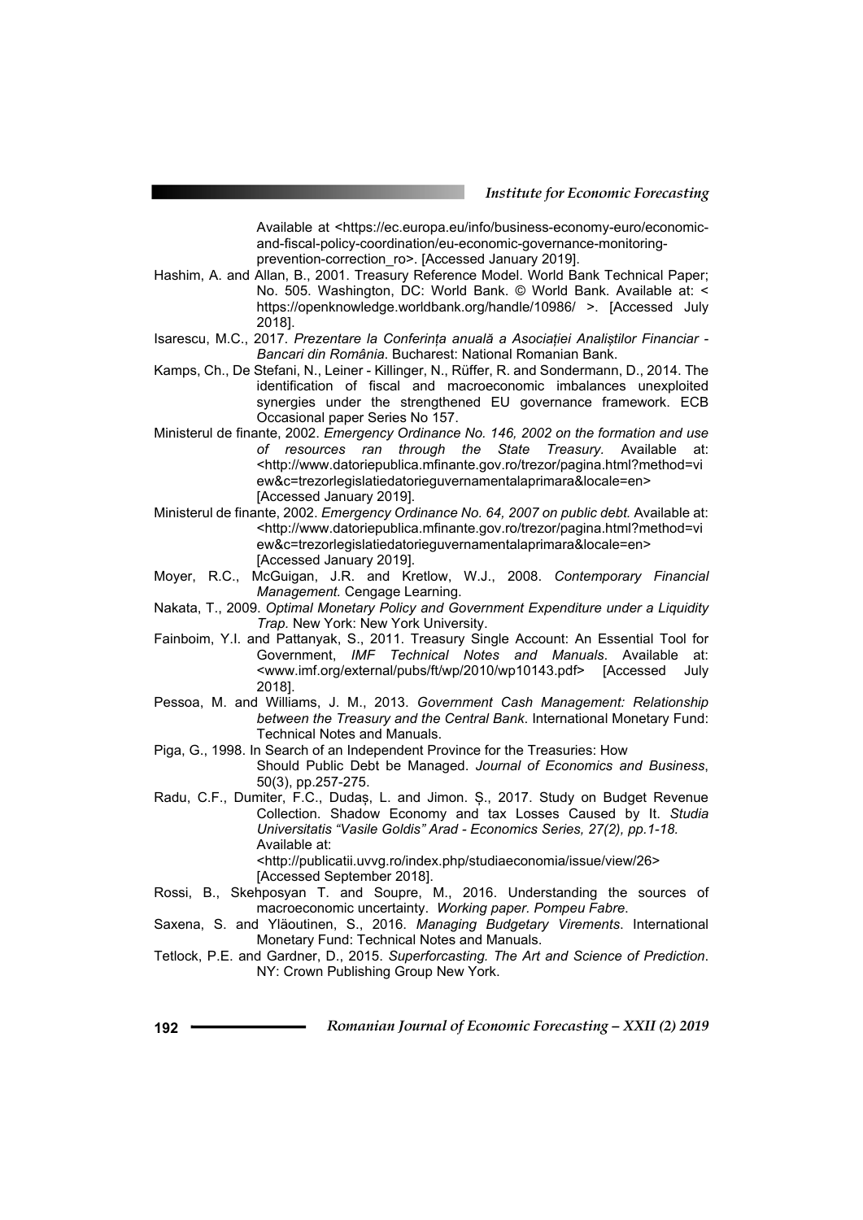Available at <https://ec.europa.eu/info/business-economy-euro/economic-and-fiscal-policy-coordination/eu-economic-governance-monitoring-prevention-correction_ro>. [Accessed January 2019].

Hashim, A. and Allan, B., 2001. Treasury Reference Model. World Bank Technical Paper; No. 505. Washington, DC: World Bank. © World Bank. Available at: < https://openknowledge.worldbank.org/handle/10986/ >. [Accessed July 2018].

Isarescu, M.C., 2017. *Prezentare la Conferința anuală a Asociației Analiștilor Financiar - Bancari din România*. Bucharest: National Romanian Bank.

Kamps, Ch., De Stefani, N., Leiner - Killinger, N., Rüffer, R. and Sondermann, D., 2014. The identification of fiscal and macroeconomic imbalances unexploited synergies under the strengthened EU governance framework. ECB Occasional paper Series No 157.

Ministerul de finante, 2002. *Emergency Ordinance No. 146, 2002 on the formation and use of resources ran through the State Treasury.* Available at: <http://www.datoriepublica.mfinante.gov.ro/trezor/pagina.html?method=view&c=trezorlegislatiedatorieguvernamentalaprimara&locale=en> [Accessed January 2019].

Ministerul de finante, 2002. *Emergency Ordinance No. 64, 2007 on public debt.* Available at: <http://www.datoriepublica.mfinante.gov.ro/trezor/pagina.html?method=view&c=trezorlegislatiedatorieguvernamentalaprimara&locale=en> [Accessed January 2019].

Moyer, R.C., McGuigan, J.R. and Kretlow, W.J., 2008. *Contemporary Financial Management.* Cengage Learning.

Nakata, T., 2009. *Optimal Monetary Policy and Government Expenditure under a Liquidity Trap.* New York: New York University.

Fainboim, Y.I. and Pattanyak, S., 2011. Treasury Single Account: An Essential Tool for Government, *IMF Technical Notes and Manuals*. Available at: <www.imf.org/external/pubs/ft/wp/2010/wp10143.pdf> [Accessed July 2018].

Pessoa, M. and Williams, J. M., 2013. *Government Cash Management: Relationship between the Treasury and the Central Bank*. International Monetary Fund: Technical Notes and Manuals.

Piga, G., 1998. In Search of an Independent Province for the Treasuries: How Should Public Debt be Managed. *Journal of Economics and Business*, 50(3), pp.257-275.

Radu, C.F., Dumiter, F.C., Dudaș, L. and Jimon. Ș., 2017. Study on Budget Revenue Collection. Shadow Economy and tax Losses Caused by It. *Studia Universitatis "Vasile Goldis" Arad - Economics Series, 27(2), pp.1-18.* Available at: <http://publicatii.uvvg.ro/index.php/studiaeconomia/issue/view/26> [Accessed September 2018].

Rossi, B., Skehposyan T. and Soupre, M., 2016. Understanding the sources of macroeconomic uncertainty. *Working paper. Pompeu Fabre*.

Saxena, S. and Yläoutinen, S., 2016. *Managing Budgetary Virements*. International Monetary Fund: Technical Notes and Manuals.

Tetlock, P.E. and Gardner, D., 2015. *Superforcasting. The Art and Science of Prediction*. NY: Crown Publishing Group New York.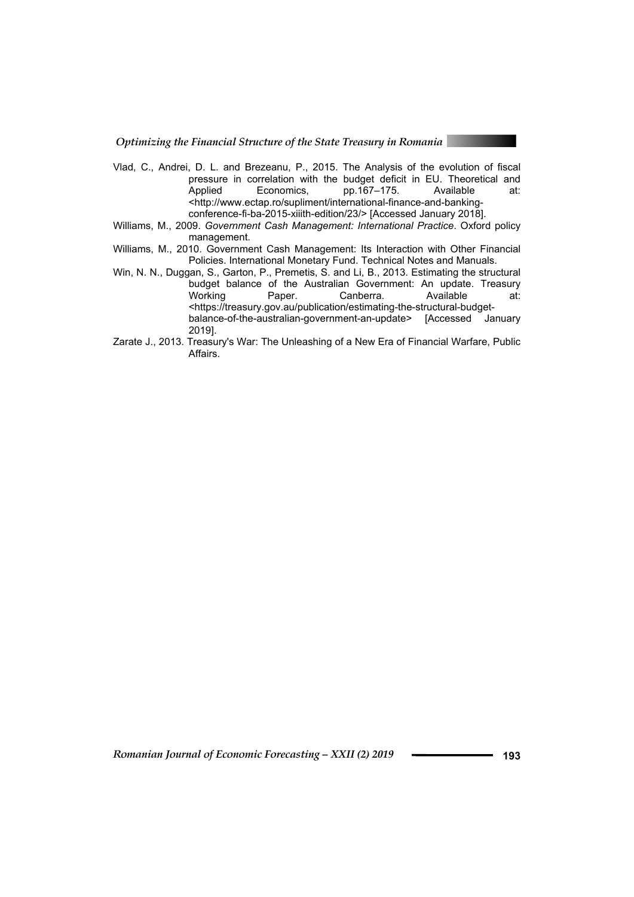Vlad, C., Andrei, D. L. and Brezeanu, P., 2015. The Analysis of the evolution of fiscal pressure in correlation with the budget deficit in EU. Theoretical and Applied Economics, pp.167–175. Available at: <http://www.ectap.ro/supliment/international-finance-and-banking-conference-fi-ba-2015-xiiith-edition/23/> [Accessed January 2018].

Williams, M., 2009. *Government Cash Management: International Practice*. Oxford policy management.

Williams, M., 2010. Government Cash Management: Its Interaction with Other Financial Policies. International Monetary Fund. Technical Notes and Manuals.

Win, N. N., Duggan, S., Garton, P., Premetis, S. and Li, B., 2013. Estimating the structural budget balance of the Australian Government: An update. Treasury Working Paper. Canberra. Available at: <https://treasury.gov.au/publication/estimating-the-structural-budget-balance-of-the-australian-government-an-update> [Accessed January 2019].

Zarate J., 2013. Treasury's War: The Unleashing of a New Era of Financial Warfare, Public Affairs.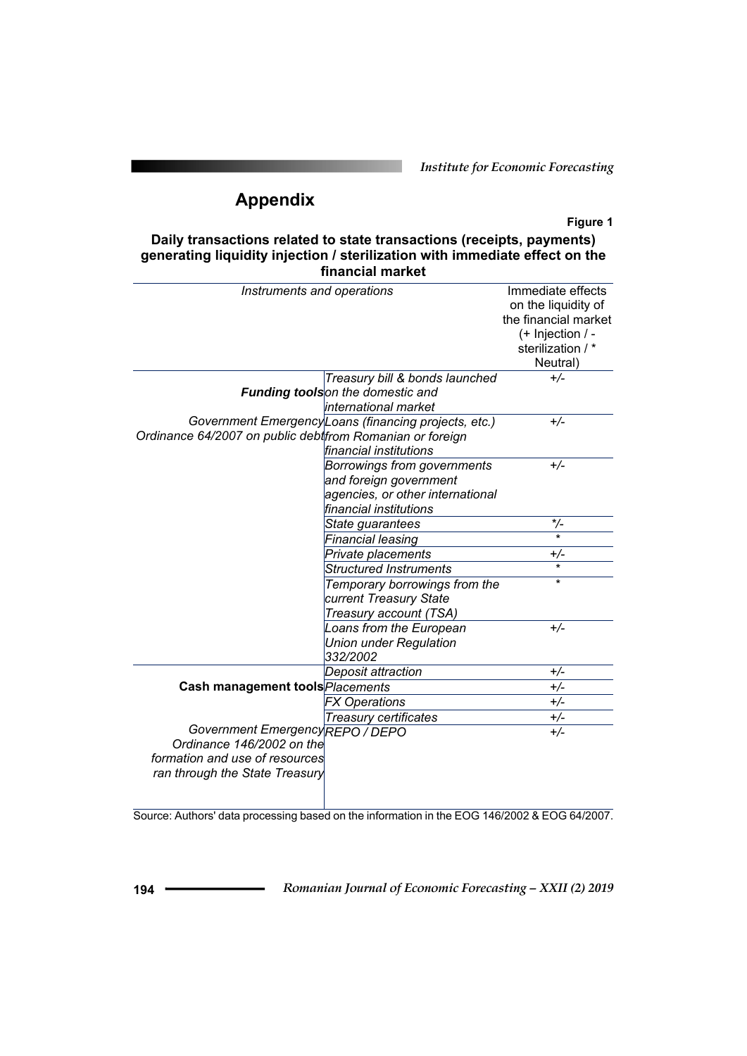# Appendix

**Figure 1**

**Daily transactions related to state transactions (receipts, payments) generating liquidity injection / sterilization with immediate effect on the financial market**

| *Instruments and operations* | | Immediate effects on the liquidity of the financial market (+ Injection / - sterilization / * Neutral) |
|---|---|---|
| ***Funding tools*** | *Treasury bill & bonds launched on the domestic and international market* | +/- |
| *Government Emergency Ordinance 64/2007 on public debt* | *Loans (financing projects, etc.) from Romanian or foreign financial institutions* | +/- |
| | *Borrowings from governments and foreign government agencies, or other international financial institutions* | +/- |
| | *State guarantees* | */- |
| | *Financial leasing* | * |
| | *Private placements* | +/- |
| | *Structured Instruments* | * |
| | *Temporary borrowings from the current Treasury State Treasury account (TSA)* | * |
| | *Loans from the European Union under Regulation 332/2002* | +/- |
| **Cash management tools** | *Deposit attraction* | +/- |
| | *Placements* | +/- |
| | *FX Operations* | +/- |
| | *Treasury certificates* | +/- |
| *Government Emergency Ordinance 146/2002 on the formation and use of resources ran through the State Treasury* | *REPO / DEPO* | +/- |

Source: Authors' data processing based on the information in the EOG 146/2002 & EOG 64/2007.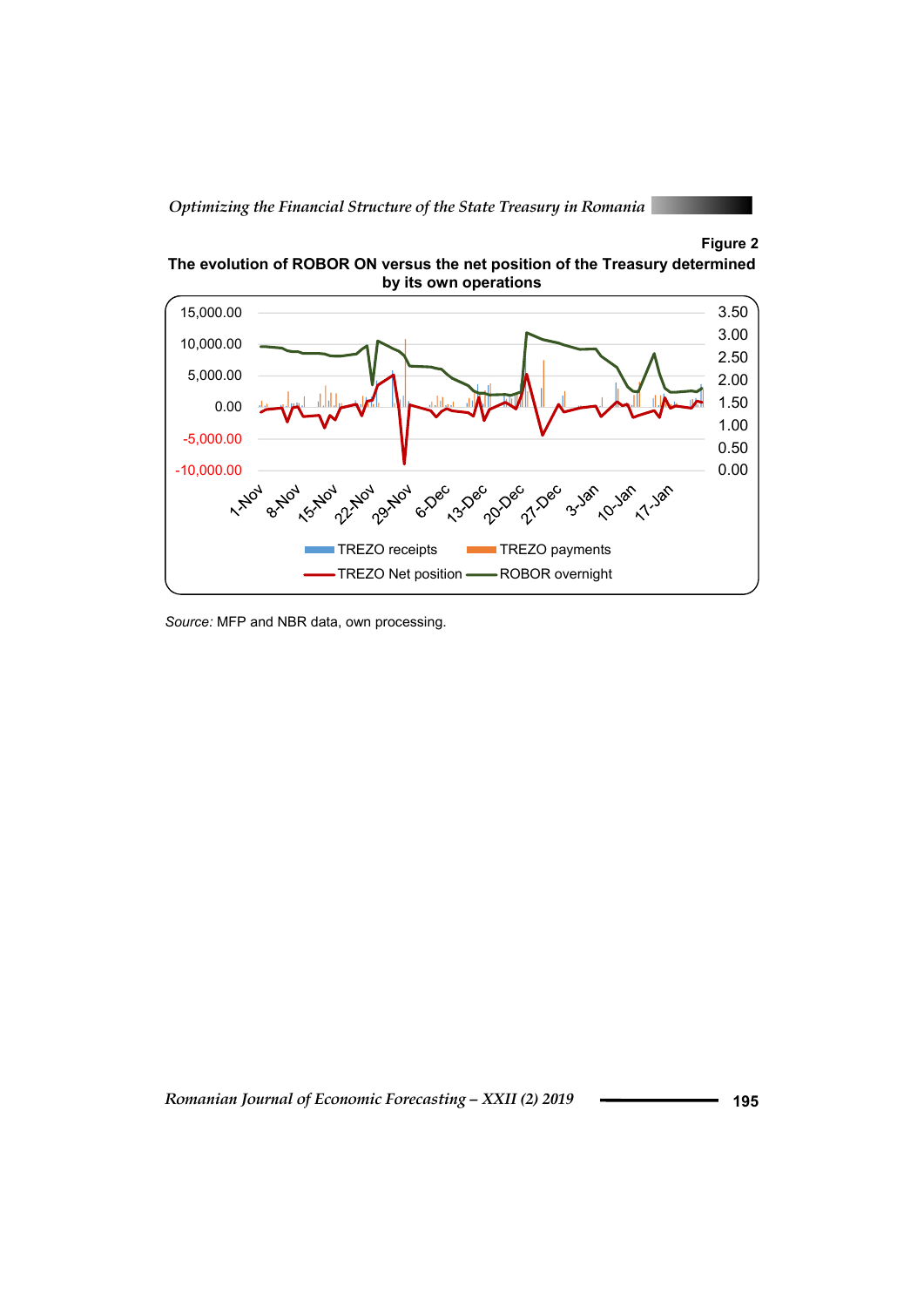**Figure 2**

**The evolution of ROBOR ON versus the net position of the Treasury determined by its own operations**

15,000.00
10,000.00
5,000.00
0.00
-5,000.00
-10,000.00

3.50
3.00
2.50
2.00
1.50
1.00
0.50
0.00

1-Nov
8-Nov
15-Nov
22-Nov
29-Nov
6-Dec
13-Dec
20-Dec
27-Dec
3-Jan
10-Jan
17-Jan

TREZO receipts
TREZO payments
TREZO Net position
ROBOR overnight

*Source:* MFP and NBR data, own processing.